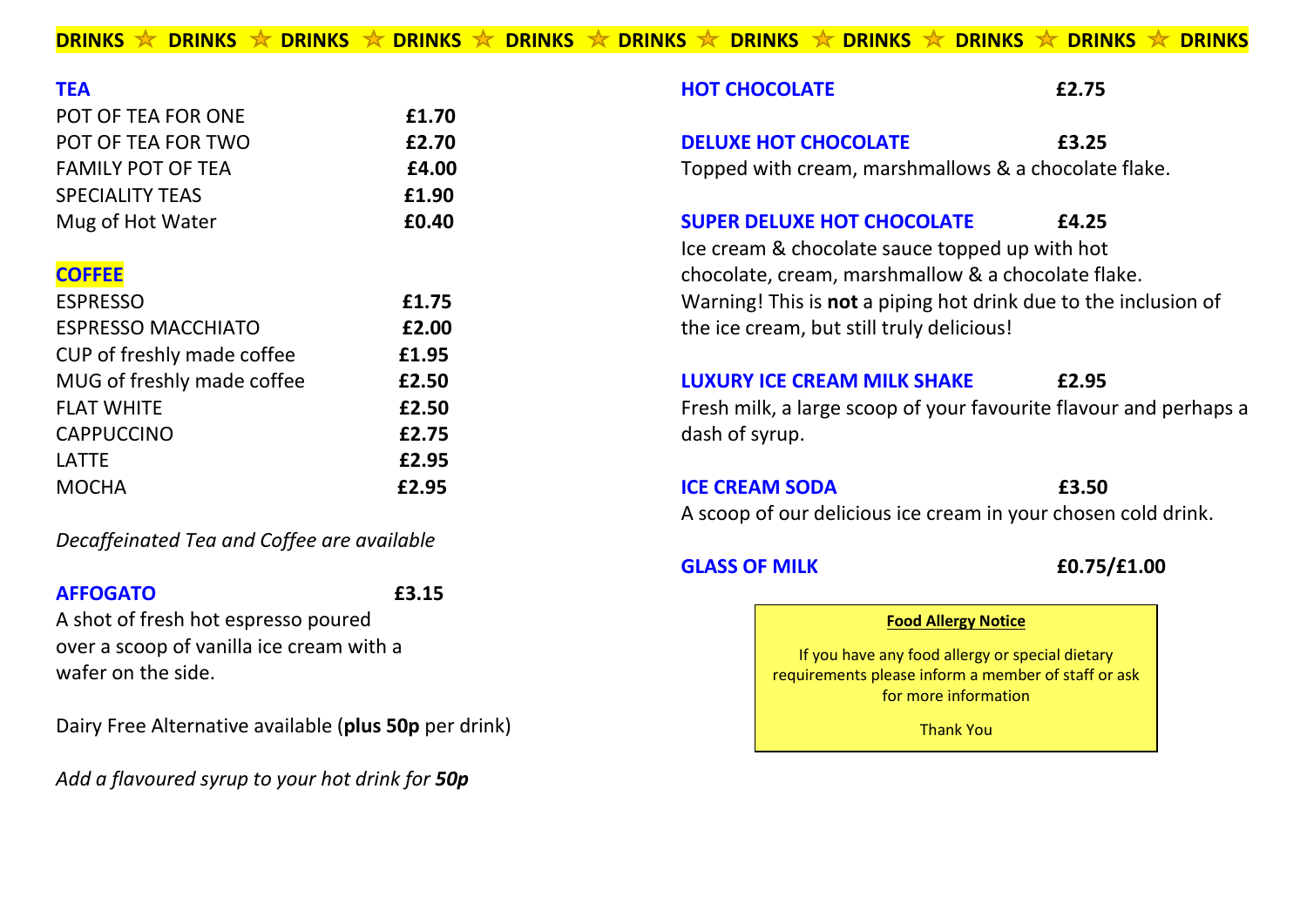DRINKS ☆ DRINKS ☆ DRINKS ☆ DRINKS ☆ DRINKS ☆ DRINKS ☆ DRINKS ☆ DRINKS ☆ DRINKS ☆ DRINKS ☆ DRINKS

## TEA

| | |
|---|---|
| POT OF TEA FOR ONE | **£1.70** |
| POT OF TEA FOR TWO | **£2.70** |
| FAMILY POT OF TEA | **£4.00** |
| SPECIALITY TEAS | **£1.90** |
| Mug of Hot Water | **£0.40** |

## COFFEE

| | |
|---|---|
| ESPRESSO | **£1.75** |
| ESPRESSO MACCHIATO | **£2.00** |
| CUP of freshly made coffee | **£1.95** |
| MUG of freshly made coffee | **£2.50** |
| FLAT WHITE | **£2.50** |
| CAPPUCCINO | **£2.75** |
| LATTE | **£2.95** |
| MOCHA | **£2.95** |

*Decaffeinated Tea and Coffee are available*

## AFFOGATO **£3.15**

A shot of fresh hot espresso poured over a scoop of vanilla ice cream with a wafer on the side.

Dairy Free Alternative available (**plus 50p** per drink)

*Add a flavoured syrup to your hot drink for **50p***

## HOT CHOCOLATE **£2.75**

## DELUXE HOT CHOCOLATE **£3.25**

Topped with cream, marshmallows & a chocolate flake.

## SUPER DELUXE HOT CHOCOLATE **£4.25**

Ice cream & chocolate sauce topped up with hot chocolate, cream, marshmallow & a chocolate flake. Warning! This is **not** a piping hot drink due to the inclusion of the ice cream, but still truly delicious!

## LUXURY ICE CREAM MILK SHAKE **£2.95**

Fresh milk, a large scoop of your favourite flavour and perhaps a dash of syrup.

## ICE CREAM SODA **£3.50**

A scoop of our delicious ice cream in your chosen cold drink.

## GLASS OF MILK **£0.75/£1.00**

**Food Allergy Notice**

If you have any food allergy or special dietary requirements please inform a member of staff or ask for more information

Thank You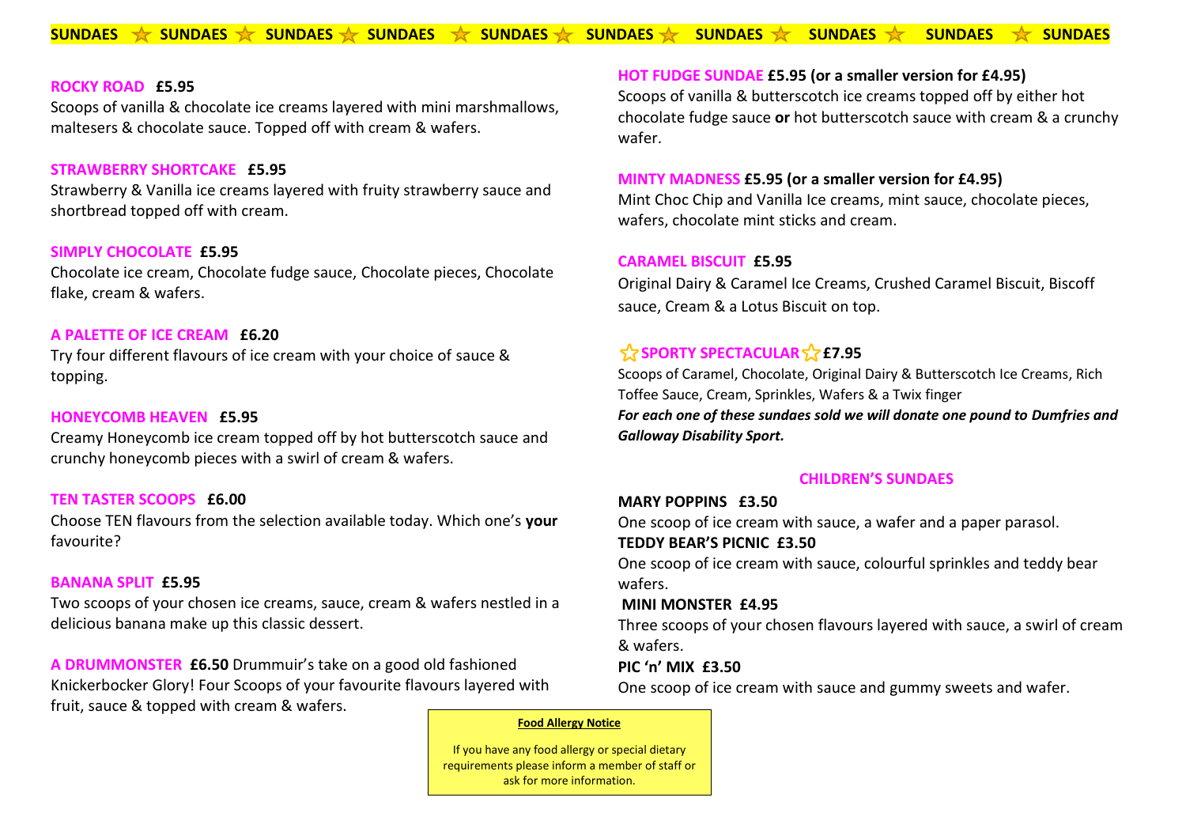SUNDAES ☆ SUNDAES ☆ SUNDAES ☆ SUNDAES ☆ SUNDAES ☆ SUNDAES ☆ SUNDAES ☆ SUNDAES ☆ SUNDAES ☆ SUNDAES

**ROCKY ROAD £5.95**
Scoops of vanilla & chocolate ice creams layered with mini marshmallows, maltesers & chocolate sauce. Topped off with cream & wafers.

**STRAWBERRY SHORTCAKE £5.95**
Strawberry & Vanilla ice creams layered with fruity strawberry sauce and shortbread topped off with cream.

**SIMPLY CHOCOLATE £5.95**
Chocolate ice cream, Chocolate fudge sauce, Chocolate pieces, Chocolate flake, cream & wafers.

**A PALETTE OF ICE CREAM £6.20**
Try four different flavours of ice cream with your choice of sauce & topping.

**HONEYCOMB HEAVEN £5.95**
Creamy Honeycomb ice cream topped off by hot butterscotch sauce and crunchy honeycomb pieces with a swirl of cream & wafers.

**TEN TASTER SCOOPS £6.00**
Choose TEN flavours from the selection available today. Which one's **your** favourite?

**BANANA SPLIT £5.95**
Two scoops of your chosen ice creams, sauce, cream & wafers nestled in a delicious banana make up this classic dessert.

**A DRUMMONSTER £6.50** Drummuir's take on a good old fashioned Knickerbocker Glory! Four Scoops of your favourite flavours layered with fruit, sauce & topped with cream & wafers.

**HOT FUDGE SUNDAE £5.95 (or a smaller version for £4.95)**
Scoops of vanilla & butterscotch ice creams topped off by either hot chocolate fudge sauce **or** hot butterscotch sauce with cream & a crunchy wafer.

**MINTY MADNESS £5.95 (or a smaller version for £4.95)**
Mint Choc Chip and Vanilla Ice creams, mint sauce, chocolate pieces, wafers, chocolate mint sticks and cream.

**CARAMEL BISCUIT £5.95**
Original Dairy & Caramel Ice Creams, Crushed Caramel Biscuit, Biscoff sauce, Cream & a Lotus Biscuit on top.

**☆SPORTY SPECTACULAR☆ £7.95**
Scoops of Caramel, Chocolate, Original Dairy & Butterscotch Ice Creams, Rich Toffee Sauce, Cream, Sprinkles, Wafers & a Twix finger
***For each one of these sundaes sold we will donate one pound to Dumfries and Galloway Disability Sport.***

## CHILDREN'S SUNDAES

**MARY POPPINS £3.50**
One scoop of ice cream with sauce, a wafer and a paper parasol.

**TEDDY BEAR'S PICNIC £3.50**
One scoop of ice cream with sauce, colourful sprinkles and teddy bear wafers.

**MINI MONSTER £4.95**
Three scoops of your chosen flavours layered with sauce, a swirl of cream & wafers.

**PIC 'n' MIX £3.50**
One scoop of ice cream with sauce and gummy sweets and wafer.

**Food Allergy Notice**

If you have any food allergy or special dietary requirements please inform a member of staff or ask for more information.